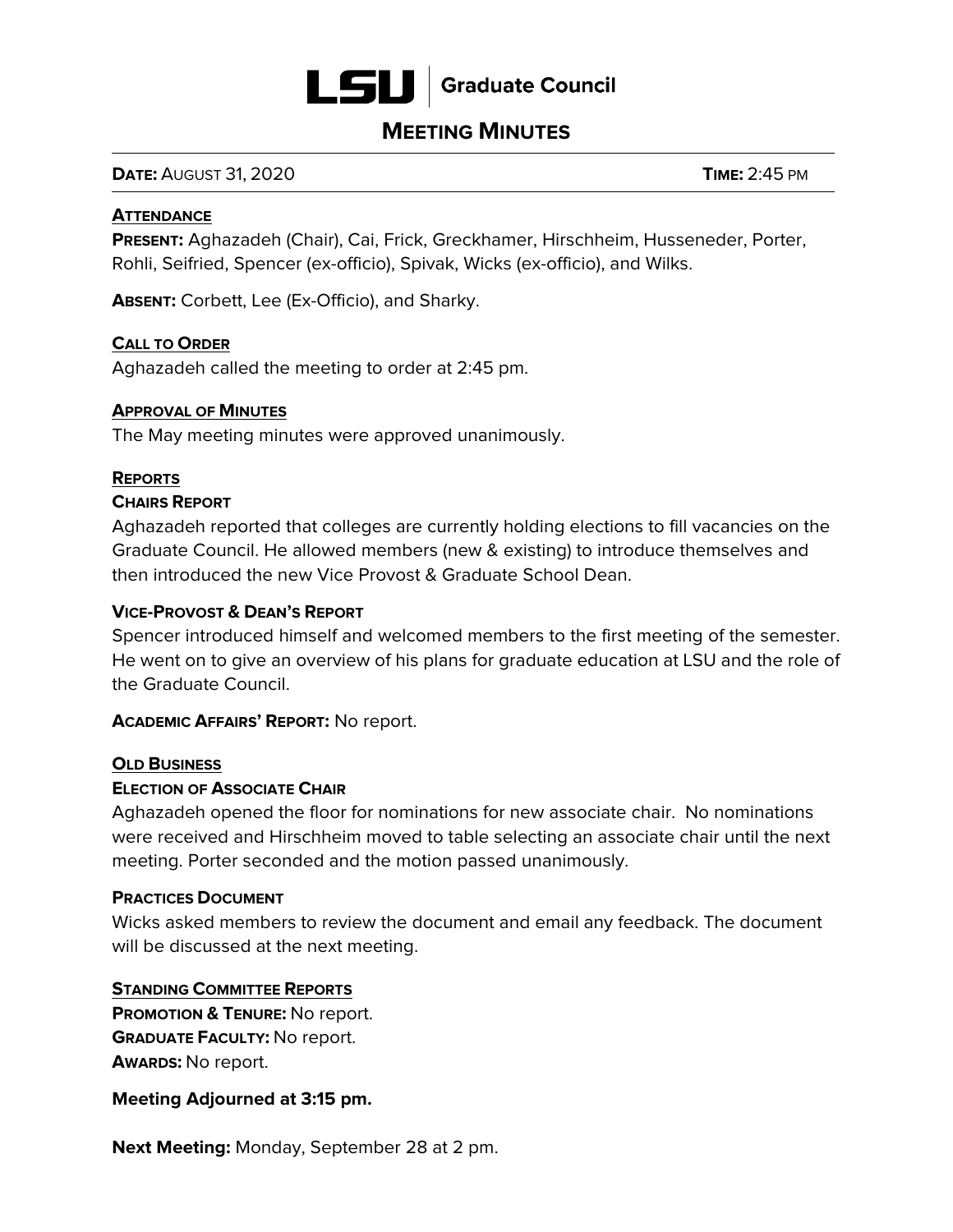# LSU | Graduate Council

## MEETING MINUTES

**DATE:** AUGUST 31, 2020 **TIME:** 2:45 PM

### ATTENDANCE

**PRESENT:** Aghazadeh (Chair), Cai, Frick, Greckhamer, Hirschheim, Husseneder, Porter, Rohli, Seifried, Spencer (ex-officio), Spivak, Wicks (ex-officio), and Wilks.

**ABSENT:** Corbett, Lee (Ex-Officio), and Sharky.

### CALL TO ORDER

Aghazadeh called the meeting to order at 2:45 pm.

### APPROVAL OF MINUTES

The May meeting minutes were approved unanimously.

### REPORTS

#### CHAIRS REPORT

Aghazadeh reported that colleges are currently holding elections to fill vacancies on the Graduate Council. He allowed members (new & existing) to introduce themselves and then introduced the new Vice Provost & Graduate School Dean.

#### VICE-PROVOST & DEAN'S REPORT

Spencer introduced himself and welcomed members to the first meeting of the semester. He went on to give an overview of his plans for graduate education at LSU and the role of the Graduate Council.

**ACADEMIC AFFAIRS' REPORT:** No report.

### OLD BUSINESS

#### ELECTION OF ASSOCIATE CHAIR

Aghazadeh opened the floor for nominations for new associate chair. No nominations were received and Hirschheim moved to table selecting an associate chair until the next meeting. Porter seconded and the motion passed unanimously.

#### PRACTICES DOCUMENT

Wicks asked members to review the document and email any feedback. The document will be discussed at the next meeting.

### STANDING COMMITTEE REPORTS

**PROMOTION & TENURE:** No report.
**GRADUATE FACULTY:** No report.
**AWARDS:** No report.

**Meeting Adjourned at 3:15 pm.**

**Next Meeting:** Monday, September 28 at 2 pm.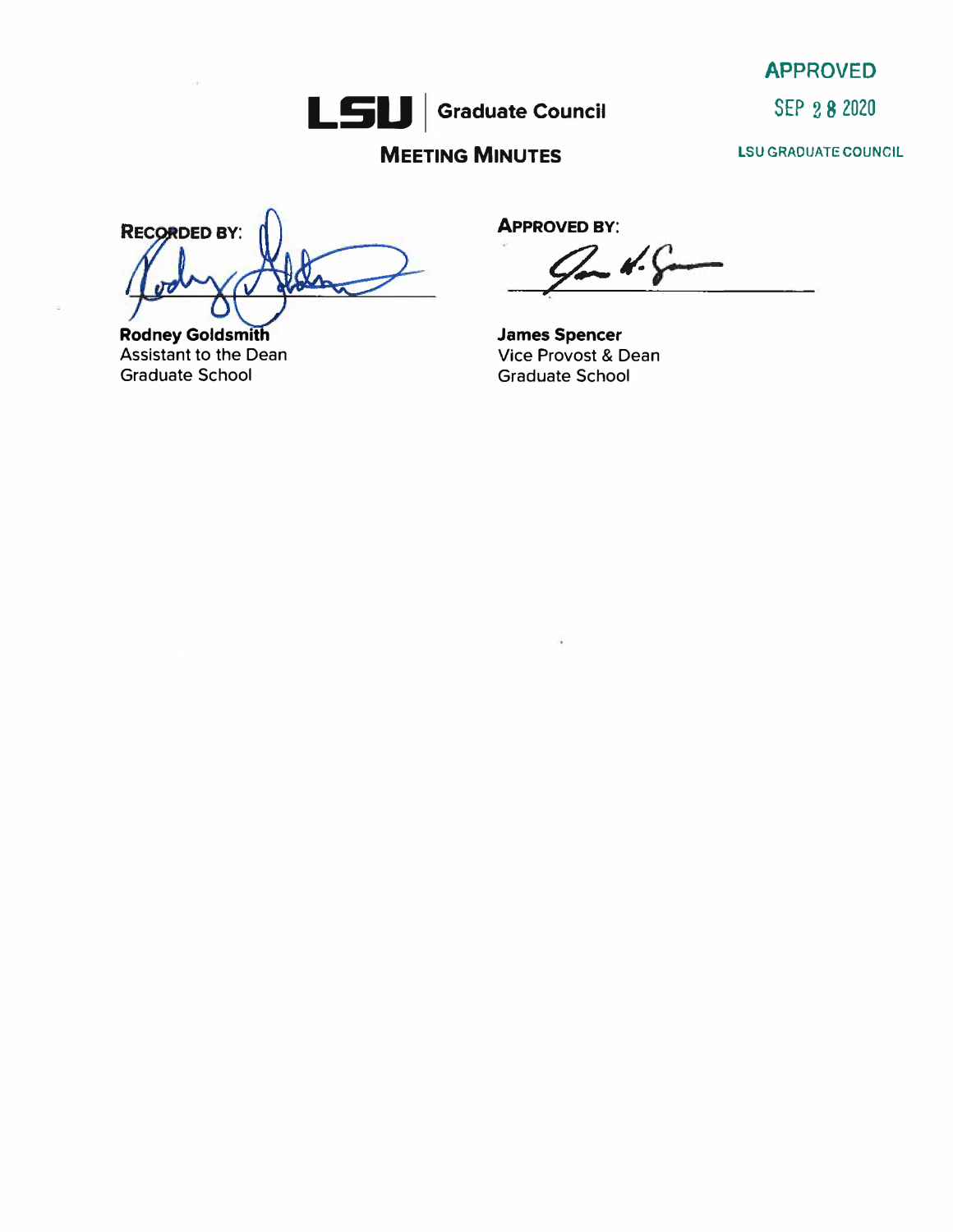**LSU** | Graduate Council

**APPROVED**

SEP 28 2020

LSU GRADUATE COUNCIL

## MEETING MINUTES

**RECORDED BY:**

**Rodney Goldsmith**
Assistant to the Dean
Graduate School

**APPROVED BY:**

**James Spencer**
Vice Provost & Dean
Graduate School